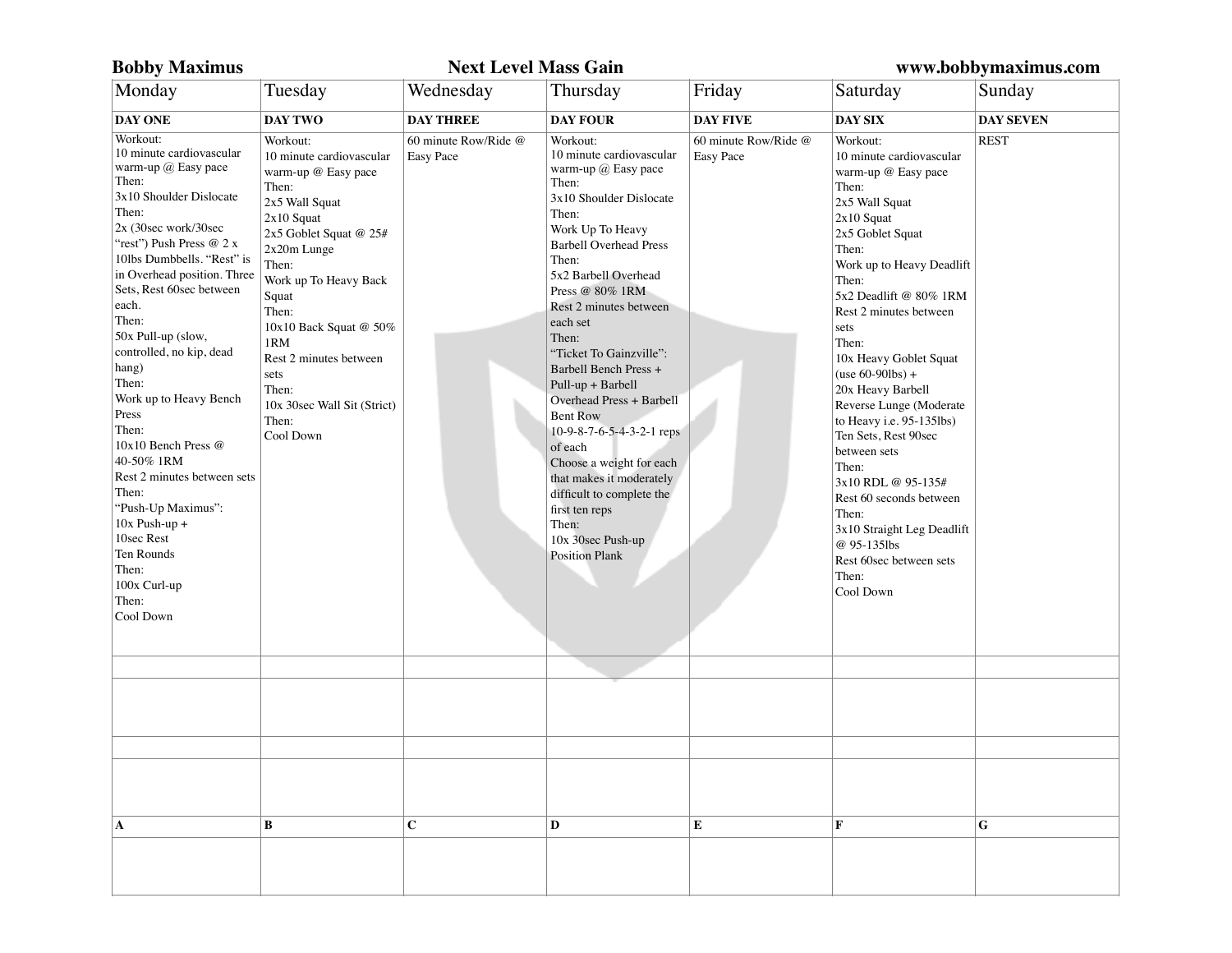**Bobby Maximus** **Next Level Mass Gain** **www.bobbymaximus.com**

| Monday | Tuesday | Wednesday | Thursday | Friday | Saturday | Sunday |
|---|---|---|---|---|---|---|
| **DAY ONE** | **DAY TWO** | **DAY THREE** | **DAY FOUR** | **DAY FIVE** | **DAY SIX** | **DAY SEVEN** |
| Workout:<br>10 minute cardiovascular warm-up @ Easy pace<br>Then:<br>3x10 Shoulder Dislocate<br>Then:<br>2x (30sec work/30sec "rest") Push Press @ 2 x 10lbs Dumbbells. "Rest" is in Overhead position. Three Sets, Rest 60sec between each.<br>Then:<br>50x Pull-up (slow, controlled, no kip, dead hang)<br>Then:<br>Work up to Heavy Bench Press<br>Then:<br>10x10 Bench Press @ 40-50% 1RM<br>Rest 2 minutes between sets<br>Then:<br>"Push-Up Maximus":<br>10x Push-up +<br>10sec Rest<br>Ten Rounds<br>Then:<br>100x Curl-up<br>Then:<br>Cool Down | Workout:<br>10 minute cardiovascular warm-up @ Easy pace<br>Then:<br>2x5 Wall Squat<br>2x10 Squat<br>2x5 Goblet Squat @ 25#<br>2x20m Lunge<br>Then:<br>Work up To Heavy Back Squat<br>Then:<br>10x10 Back Squat @ 50% 1RM<br>Rest 2 minutes between sets<br>Then:<br>10x 30sec Wall Sit (Strict)<br>Then:<br>Cool Down | 60 minute Row/Ride @ Easy Pace | Workout:<br>10 minute cardiovascular warm-up @ Easy pace<br>Then:<br>3x10 Shoulder Dislocate<br>Then:<br>Work Up To Heavy Barbell Overhead Press<br>Then:<br>5x2 Barbell Overhead Press @ 80% 1RM<br>Rest 2 minutes between each set<br>Then:<br>"Ticket To Gainzville":<br>Barbell Bench Press +<br>Pull-up + Barbell Overhead Press + Barbell Bent Row<br>10-9-8-7-6-5-4-3-2-1 reps of each<br>Choose a weight for each that makes it moderately difficult to complete the first ten reps<br>Then:<br>10x 30sec Push-up Position Plank | 60 minute Row/Ride @ Easy Pace | Workout:<br>10 minute cardiovascular warm-up @ Easy pace<br>Then:<br>2x5 Wall Squat<br>2x10 Squat<br>2x5 Goblet Squat<br>Then:<br>Work up to Heavy Deadlift<br>Then:<br>5x2 Deadlift @ 80% 1RM<br>Rest 2 minutes between sets<br>Then:<br>10x Heavy Goblet Squat (use 60-90lbs) +<br>20x Heavy Barbell Reverse Lunge (Moderate to Heavy i.e. 95-135lbs)<br>Ten Sets, Rest 90sec between sets<br>Then:<br>3x10 RDL @ 95-135#<br>Rest 60 seconds between<br>Then:<br>3x10 Straight Leg Deadlift @ 95-135lbs<br>Rest 60sec between sets<br>Then:<br>Cool Down | REST |
| | | | | | | |
| | | | | | | |
| | | | | | | |
| | | | | | | |
| **A** | **B** | **C** | **D** | **E** | **F** | **G** |
| | | | | | | |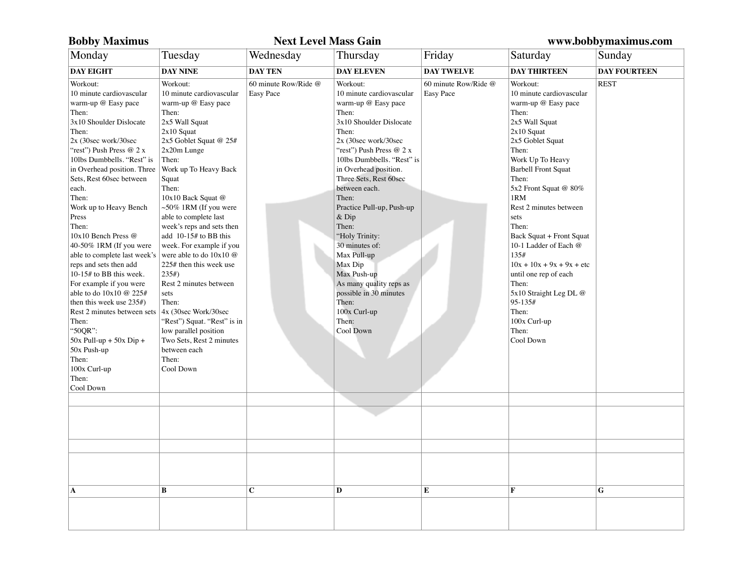**Bobby Maximus** — **Next Level Mass Gain** — **www.bobbymaximus.com**

| Monday | Tuesday | Wednesday | Thursday | Friday | Saturday | Sunday |
|---|---|---|---|---|---|---|
| **DAY EIGHT** | **DAY NINE** | **DAY TEN** | **DAY ELEVEN** | **DAY TWELVE** | **DAY THIRTEEN** | **DAY FOURTEEN** |
| Workout:<br>10 minute cardiovascular warm-up @ Easy pace<br>Then:<br>3x10 Shoulder Dislocate<br>Then:<br>2x (30sec work/30sec "rest") Push Press @ 2 x 10lbs Dumbbells. "Rest" is in Overhead position. Three Sets, Rest 60sec between each.<br>Then:<br>Work up to Heavy Bench Press<br>Then:<br>10x10 Bench Press @ 40-50% 1RM (If you were able to complete last week's reps and sets then add 10-15# to BB this week. For example if you were able to do 10x10 @ 225# then this week use 235#)<br>Rest 2 minutes between sets<br>Then:<br>"50QR":<br>50x Pull-up + 50x Dip + 50x Push-up<br>Then:<br>100x Curl-up<br>Then:<br>Cool Down | Workout:<br>10 minute cardiovascular warm-up @ Easy pace<br>Then:<br>2x5 Wall Squat<br>2x10 Squat<br>2x5 Goblet Squat @ 25#<br>2x20m Lunge<br>Then:<br>Work up To Heavy Back Squat<br>Then:<br>10x10 Back Squat @ ~50% 1RM (If you were able to complete last week's reps and sets then add 10-15# to BB this week. For example if you were able to do 10x10 @ 225# then this week use 235#)<br>Rest 2 minutes between sets<br>Then:<br>4x (30sec Work/30sec "Rest") Squat. "Rest" is in low parallel position<br>Two Sets, Rest 2 minutes between each<br>Then:<br>Cool Down | 60 minute Row/Ride @ Easy Pace | Workout:<br>10 minute cardiovascular warm-up @ Easy pace<br>Then:<br>3x10 Shoulder Dislocate<br>Then:<br>2x (30sec work/30sec "rest") Push Press @ 2 x 10lbs Dumbbells. "Rest" is in Overhead position. Three Sets, Rest 60sec between each.<br>Then:<br>Practice Pull-up, Push-up & Dip<br>Then:<br>"Holy Trinity:<br>30 minutes of:<br>Max Pull-up<br>Max Dip<br>Max Push-up<br>As many quality reps as possible in 30 minutes<br>Then:<br>100x Curl-up<br>Then:<br>Cool Down | 60 minute Row/Ride @ Easy Pace | Workout:<br>10 minute cardiovascular warm-up @ Easy pace<br>Then:<br>2x5 Wall Squat<br>2x10 Squat<br>2x5 Goblet Squat<br>Then:<br>Work Up To Heavy Barbell Front Squat<br>Then:<br>5x2 Front Squat @ 80% 1RM<br>Rest 2 minutes between sets<br>Then:<br>Back Squat + Front Squat 10-1 Ladder of Each @ 135#<br>10x + 10x + 9x + 9x + etc until one rep of each<br>Then:<br>5x10 Straight Leg DL @ 95-135#<br>Then:<br>100x Curl-up<br>Then:<br>Cool Down | REST |
| | | | | | | |
| | | | | | | |
| | | | | | | |
| | | | | | | |
| **A** | **B** | **C** | **D** | **E** | **F** | **G** |
| | | | | | | |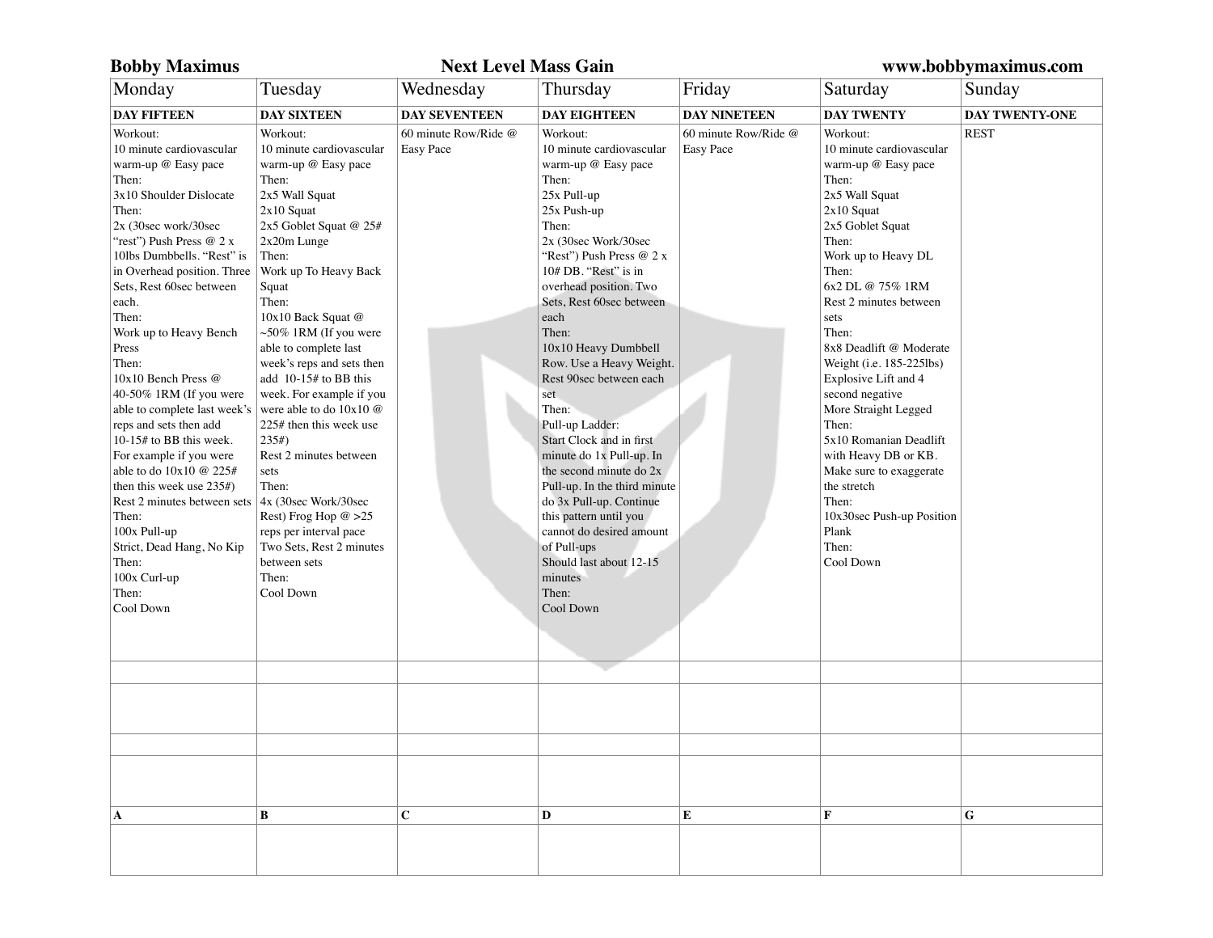**Bobby Maximus** | **Next Level Mass Gain** | **www.bobbymaximus.com**

| Monday | Tuesday | Wednesday | Thursday | Friday | Saturday | Sunday |
|---|---|---|---|---|---|---|
| **DAY FIFTEEN** | **DAY SIXTEEN** | **DAY SEVENTEEN** | **DAY EIGHTEEN** | **DAY NINETEEN** | **DAY TWENTY** | **DAY TWENTY-ONE** |
| Workout:<br>10 minute cardiovascular warm-up @ Easy pace<br>Then:<br>3x10 Shoulder Dislocate<br>Then:<br>2x (30sec work/30sec "rest") Push Press @ 2 x 10lbs Dumbbells. "Rest" is in Overhead position. Three Sets, Rest 60sec between each.<br>Then:<br>Work up to Heavy Bench Press<br>Then:<br>10x10 Bench Press @ 40-50% 1RM (If you were able to complete last week's reps and sets then add 10-15# to BB this week. For example if you were able to do 10x10 @ 225# then this week use 235#)<br>Rest 2 minutes between sets<br>Then:<br>100x Pull-up<br>Strict, Dead Hang, No Kip<br>Then:<br>100x Curl-up<br>Then:<br>Cool Down | Workout:<br>10 minute cardiovascular warm-up @ Easy pace<br>Then:<br>2x5 Wall Squat<br>2x10 Squat<br>2x5 Goblet Squat @ 25#<br>2x20m Lunge<br>Then:<br>Work up To Heavy Back Squat<br>Then:<br>10x10 Back Squat @ ~50% 1RM (If you were able to complete last week's reps and sets then add 10-15# to BB this week. For example if you were able to do 10x10 @ 225# then this week use 235#)<br>Rest 2 minutes between sets<br>Then:<br>4x (30sec Work/30sec Rest) Frog Hop @ >25 reps per interval pace<br>Two Sets, Rest 2 minutes between sets<br>Then:<br>Cool Down | 60 minute Row/Ride @ Easy Pace | Workout:<br>10 minute cardiovascular warm-up @ Easy pace<br>Then:<br>25x Pull-up<br>25x Push-up<br>Then:<br>2x (30sec Work/30sec "Rest") Push Press @ 2 x 10# DB. "Rest" is in overhead position. Two Sets, Rest 60sec between each<br>Then:<br>10x10 Heavy Dumbbell Row. Use a Heavy Weight. Rest 90sec between each set<br>Then:<br>Pull-up Ladder:<br>Start Clock and in first minute do 1x Pull-up. In the second minute do 2x Pull-up. In the third minute do 3x Pull-up. Continue this pattern until you cannot do desired amount of Pull-ups<br>Should last about 12-15 minutes<br>Then:<br>Cool Down | 60 minute Row/Ride @ Easy Pace | Workout:<br>10 minute cardiovascular warm-up @ Easy pace<br>Then:<br>2x5 Wall Squat<br>2x10 Squat<br>2x5 Goblet Squat<br>Then:<br>Work up to Heavy DL<br>Then:<br>6x2 DL @ 75% 1RM<br>Rest 2 minutes between sets<br>Then:<br>8x8 Deadlift @ Moderate Weight (i.e. 185-225lbs)<br>Explosive Lift and 4 second negative<br>More Straight Legged<br>Then:<br>5x10 Romanian Deadlift with Heavy DB or KB. Make sure to exaggerate the stretch<br>Then:<br>10x30sec Push-up Position Plank<br>Then:<br>Cool Down | REST |
| | | | | | | |
| | | | | | | |
| | | | | | | |
| | | | | | | |
| **A** | **B** | **C** | **D** | **E** | **F** | **G** |
| | | | | | | |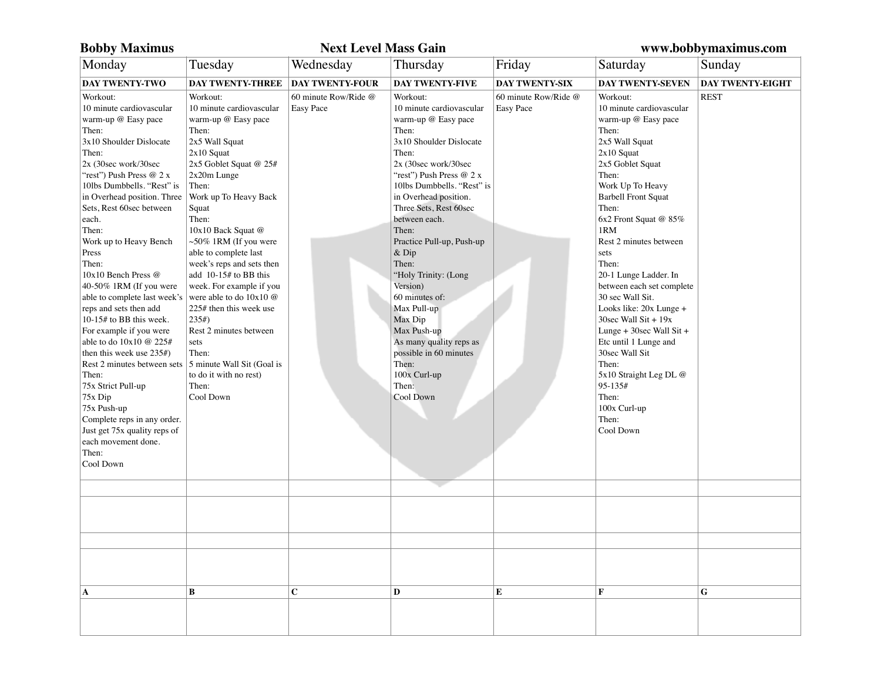**Bobby Maximus** **Next Level Mass Gain** **www.bobbymaximus.com**

| Monday | Tuesday | Wednesday | Thursday | Friday | Saturday | Sunday |
|---|---|---|---|---|---|---|
| **DAY TWENTY-TWO** | **DAY TWENTY-THREE** | **DAY TWENTY-FOUR** | **DAY TWENTY-FIVE** | **DAY TWENTY-SIX** | **DAY TWENTY-SEVEN** | **DAY TWENTY-EIGHT** |
| Workout:<br>10 minute cardiovascular warm-up @ Easy pace<br>Then:<br>3x10 Shoulder Dislocate<br>Then:<br>2x (30sec work/30sec "rest") Push Press @ 2 x 10lbs Dumbbells. "Rest" is in Overhead position. Three Sets, Rest 60sec between each.<br>Then:<br>Work up to Heavy Bench Press<br>Then:<br>10x10 Bench Press @ 40-50% 1RM (If you were able to complete last week's reps and sets then add 10-15# to BB this week. For example if you were able to do 10x10 @ 225# then this week use 235#)<br>Rest 2 minutes between sets<br>Then:<br>75x Strict Pull-up<br>75x Dip<br>75x Push-up<br>Complete reps in any order. Just get 75x quality reps of each movement done.<br>Then:<br>Cool Down | Workout:<br>10 minute cardiovascular warm-up @ Easy pace<br>Then:<br>2x5 Wall Squat<br>2x10 Squat<br>2x5 Goblet Squat @ 25#<br>2x20m Lunge<br>Then:<br>Work up To Heavy Back Squat<br>Then:<br>10x10 Back Squat @ ~50% 1RM (If you were able to complete last week's reps and sets then add 10-15# to BB this week. For example if you were able to do 10x10 @ 225# then this week use 235#)<br>Rest 2 minutes between sets<br>Then:<br>5 minute Wall Sit (Goal is to do it with no rest)<br>Then:<br>Cool Down | 60 minute Row/Ride @ Easy Pace | Workout:<br>10 minute cardiovascular warm-up @ Easy pace<br>Then:<br>3x10 Shoulder Dislocate<br>Then:<br>2x (30sec work/30sec "rest") Push Press @ 2 x 10lbs Dumbbells. "Rest" is in Overhead position. Three Sets, Rest 60sec between each.<br>Then:<br>Practice Pull-up, Push-up & Dip<br>Then:<br>"Holy Trinity: (Long Version)<br>60 minutes of:<br>Max Pull-up<br>Max Dip<br>Max Push-up<br>As many quality reps as possible in 60 minutes<br>Then:<br>100x Curl-up<br>Then:<br>Cool Down | 60 minute Row/Ride @ Easy Pace | Workout:<br>10 minute cardiovascular warm-up @ Easy pace<br>Then:<br>2x5 Wall Squat<br>2x10 Squat<br>2x5 Goblet Squat<br>Then:<br>Work Up To Heavy Barbell Front Squat<br>Then:<br>6x2 Front Squat @ 85% 1RM<br>Rest 2 minutes between sets<br>Then:<br>20-1 Lunge Ladder. In between each set complete 30 sec Wall Sit.<br>Looks like: 20x Lunge + 30sec Wall Sit + 19x Lunge + 30sec Wall Sit + Etc until 1 Lunge and 30sec Wall Sit<br>Then:<br>5x10 Straight Leg DL @ 95-135#<br>Then:<br>100x Curl-up<br>Then:<br>Cool Down | REST |
| | | | | | | |
| | | | | | | |
| | | | | | | |
| | | | | | | |
| **A** | **B** | **C** | **D** | **E** | **F** | **G** |
| | | | | | | |